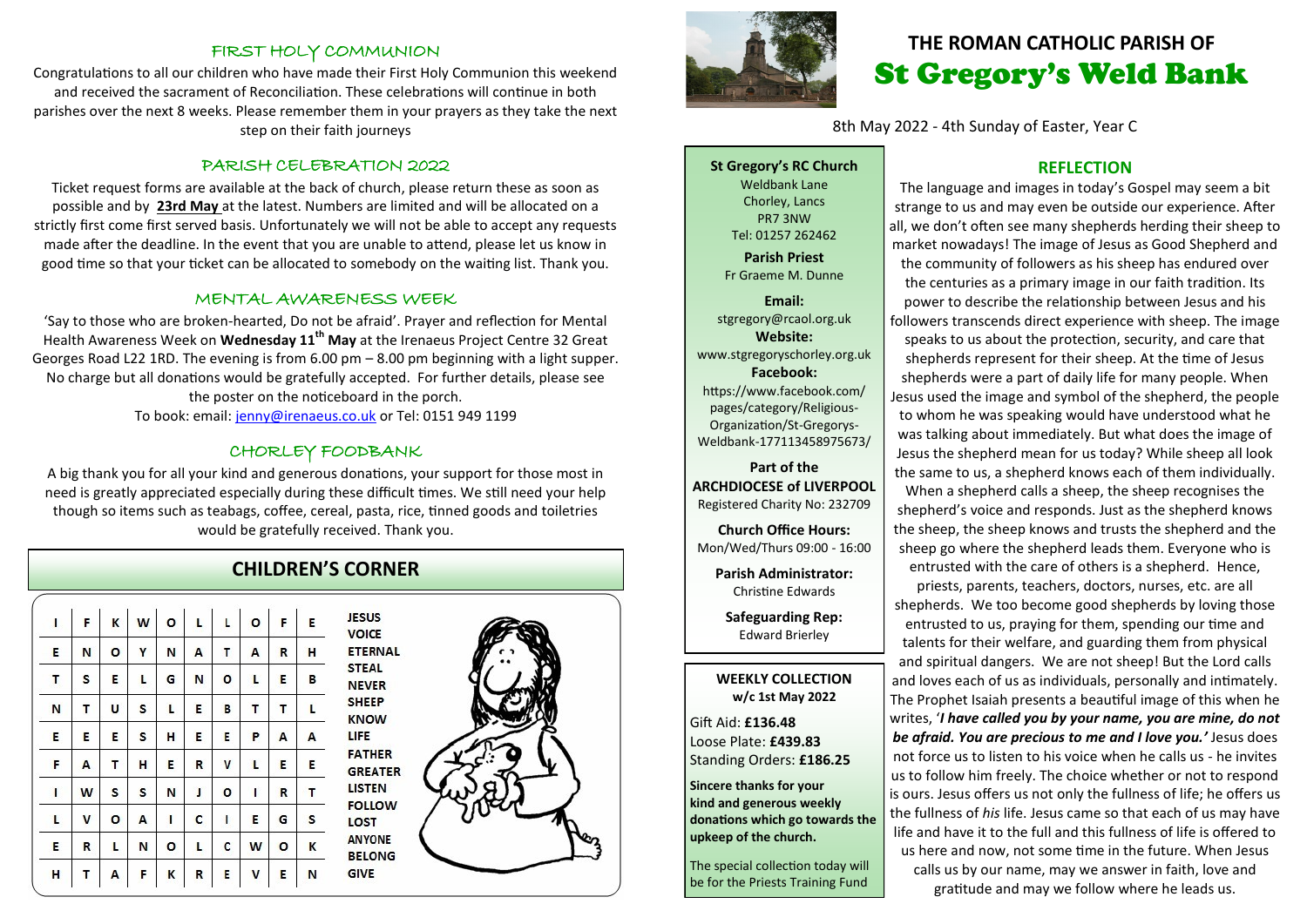# THE ROMAN CATHOLIC PARISH OF St Gregory's Weld Bank

8th May 2022 - 4th Sunday of Easter, Year C

## FIRST HOLY COMMUNION

Congratulations to all our children who have made their First Holy Communion this weekend and received the sacrament of Reconciliation. These celebrations will continue in both parishes over the next 8 weeks. Please remember them in your prayers as they take the next step on their faith journeys

## PARISH CELEBRATION 2022

Ticket request forms are available at the back of church, please return these as soon as possible and by **23rd May** at the latest. Numbers are limited and will be allocated on a strictly first come first served basis. Unfortunately we will not be able to accept any requests made after the deadline. In the event that you are unable to attend, please let us know in good time so that your ticket can be allocated to somebody on the waiting list. Thank you.

## MENTAL AWARENESS WEEK

'Say to those who are broken-hearted, Do not be afraid'. Prayer and reflection for Mental Health Awareness Week on **Wednesday 11th May** at the Irenaeus Project Centre 32 Great Georges Road L22 1RD. The evening is from 6.00 pm – 8.00 pm beginning with a light supper. No charge but all donations would be gratefully accepted. For further details, please see the poster on the noticeboard in the porch.

To book: email: jenny@irenaeus.co.uk or Tel: 0151 949 1199

## CHORLEY FOODBANK

A big thank you for all your kind and generous donations, your support for those most in need is greatly appreciated especially during these difficult times. We still need your help though so items such as teabags, coffee, cereal, pasta, rice, tinned goods and toiletries would be gratefully received. Thank you.

## CHILDREN'S CORNER

| | | | | | | | | | |
|---|---|---|---|---|---|---|---|---|---|
| I | F | K | W | O | L | L | O | F | E |
| E | N | O | Y | N | A | T | A | R | H |
| T | S | E | L | G | N | O | L | E | B |
| N | T | U | S | L | E | B | T | T | L |
| E | E | E | S | H | E | E | P | A | A |
| F | A | T | H | E | R | V | L | E | E |
| I | W | S | S | N | J | O | I | R | T |
| L | V | O | A | I | C | I | E | G | S |
| E | R | L | N | O | L | C | W | O | K |
| H | T | A | F | K | R | E | V | E | N |

JESUS
VOICE
ETERNAL
STEAL
NEVER
SHEEP
KNOW
LIFE
FATHER
GREATER
LISTEN
FOLLOW
LOST
ANYONE
BELONG
GIVE

**St Gregory's RC Church**
Weldbank Lane
Chorley, Lancs
PR7 3NW
Tel: 01257 262462

**Parish Priest**
Fr Graeme M. Dunne

**Email:**
stgregory@rcaol.org.uk

**Website:**
www.stgregoryschorley.org.uk

**Facebook:**
https://www.facebook.com/pages/category/Religious-Organization/St-Gregorys-Weldbank-177113458975673/

**Part of the ARCHDIOCESE of LIVERPOOL**
Registered Charity No: 232709

**Church Office Hours:**
Mon/Wed/Thurs 09:00 - 16:00

**Parish Administrator:**
Christine Edwards

**Safeguarding Rep:**
Edward Brierley

**WEEKLY COLLECTION w/c 1st May 2022**

Gift Aid: **£136.48**
Loose Plate: **£439.83**
Standing Orders: **£186.25**

**Sincere thanks for your kind and generous weekly donations which go towards the upkeep of the church.**

The special collection today will be for the Priests Training Fund

## REFLECTION

The language and images in today's Gospel may seem a bit strange to us and may even be outside our experience. After all, we don't often see many shepherds herding their sheep to market nowadays! The image of Jesus as Good Shepherd and the community of followers as his sheep has endured over the centuries as a primary image in our faith tradition. Its power to describe the relationship between Jesus and his followers transcends direct experience with sheep. The image speaks to us about the protection, security, and care that shepherds represent for their sheep. At the time of Jesus shepherds were a part of daily life for many people. When Jesus used the image and symbol of the shepherd, the people to whom he was speaking would have understood what he was talking about immediately. But what does the image of Jesus the shepherd mean for us today? While sheep all look the same to us, a shepherd knows each of them individually. When a shepherd calls a sheep, the sheep recognises the shepherd's voice and responds. Just as the shepherd knows the sheep, the sheep knows and trusts the shepherd and the sheep go where the shepherd leads them. Everyone who is entrusted with the care of others is a shepherd. Hence, priests, parents, teachers, doctors, nurses, etc. are all shepherds. We too become good shepherds by loving those entrusted to us, praying for them, spending our time and talents for their welfare, and guarding them from physical and spiritual dangers. We are not sheep! But the Lord calls and loves each of us as individuals, personally and intimately. The Prophet Isaiah presents a beautiful image of this when he writes, '***I have called you by your name, you are mine, do not be afraid. You are precious to me and I love you.'*** Jesus does not force us to listen to his voice when he calls us - he invites us to follow him freely. The choice whether or not to respond is ours. Jesus offers us not only the fullness of life; he offers us the fullness of *his* life. Jesus came so that each of us may have life and have it to the full and this fullness of life is offered to us here and now, not some time in the future. When Jesus calls us by our name, may we answer in faith, love and gratitude and may we follow where he leads us.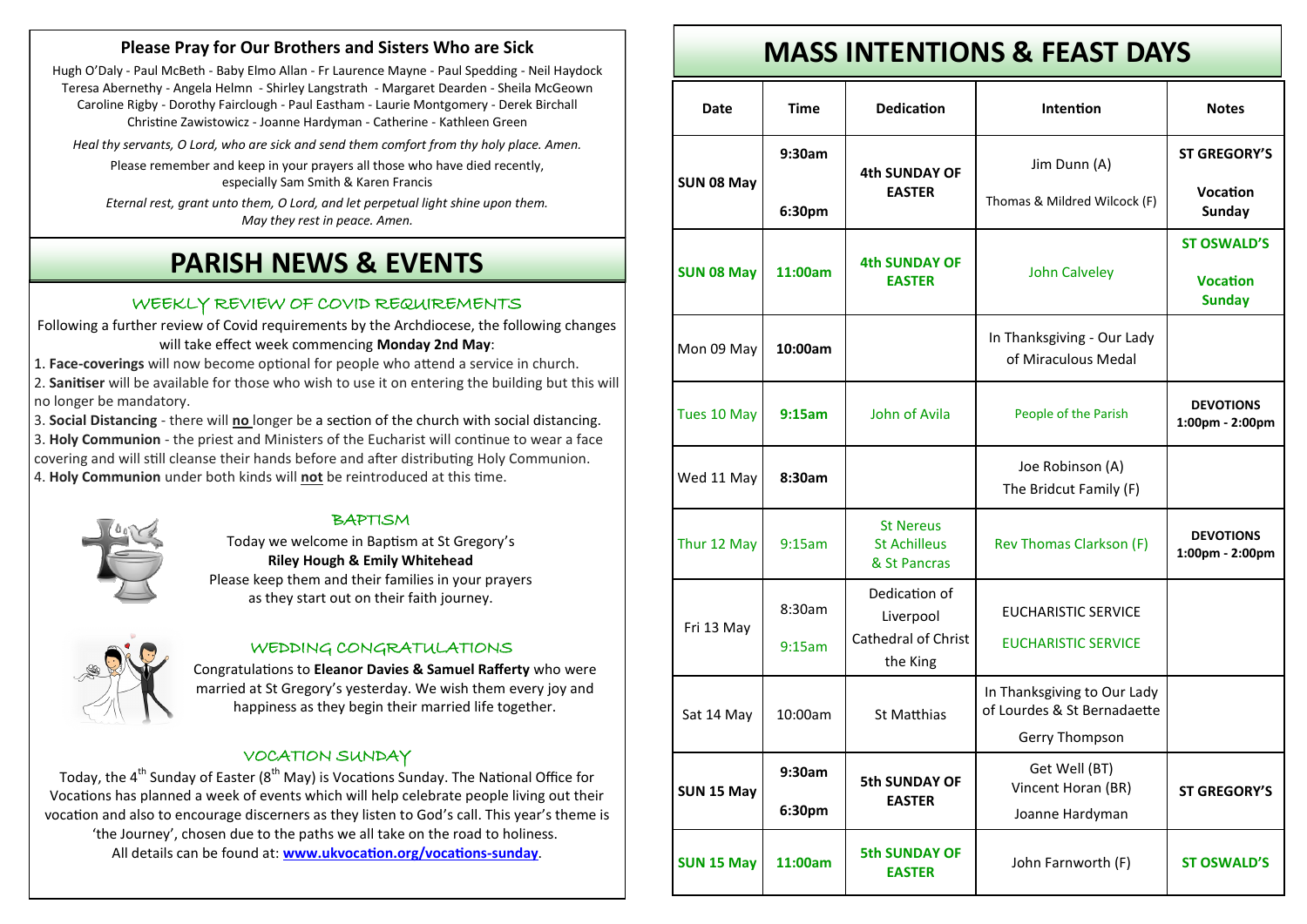## Please Pray for Our Brothers and Sisters Who are Sick

Hugh O'Daly - Paul McBeth - Baby Elmo Allan - Fr Laurence Mayne - Paul Spedding - Neil Haydock
Teresa Abernethy - Angela Helmn - Shirley Langstrath - Margaret Dearden - Sheila McGeown
Caroline Rigby - Dorothy Fairclough - Paul Eastham - Laurie Montgomery - Derek Birchall
Christine Zawistowicz - Joanne Hardyman - Catherine - Kathleen Green

*Heal thy servants, O Lord, who are sick and send them comfort from thy holy place. Amen.*

Please remember and keep in your prayers all those who have died recently, especially Sam Smith & Karen Francis

*Eternal rest, grant unto them, O Lord, and let perpetual light shine upon them. May they rest in peace. Amen.*

# PARISH NEWS & EVENTS

### WEEKLY REVIEW OF COVID REQUIREMENTS

Following a further review of Covid requirements by the Archdiocese, the following changes will take effect week commencing **Monday 2nd May**:

1. **Face-coverings** will now become optional for people who attend a service in church.
2. **Sanitiser** will be available for those who wish to use it on entering the building but this will no longer be mandatory.
3. **Social Distancing** - there will **no** longer be a section of the church with social distancing.
3. **Holy Communion** - the priest and Ministers of the Eucharist will continue to wear a face covering and will still cleanse their hands before and after distributing Holy Communion.
4. **Holy Communion** under both kinds will **not** be reintroduced at this time.

### BAPTISM

Today we welcome in Baptism at St Gregory's
**Riley Hough & Emily Whitehead**
Please keep them and their families in your prayers as they start out on their faith journey.

### WEDDING CONGRATULATIONS

Congratulations to **Eleanor Davies & Samuel Rafferty** who were married at St Gregory's yesterday. We wish them every joy and happiness as they begin their married life together.

### VOCATION SUNDAY

Today, the 4th Sunday of Easter (8th May) is Vocations Sunday. The National Office for Vocations has planned a week of events which will help celebrate people living out their vocation and also to encourage discerners as they listen to God's call. This year's theme is 'the Journey', chosen due to the paths we all take on the road to holiness.
All details can be found at: **www.ukvocation.org/vocations-sunday**.

# MASS INTENTIONS & FEAST DAYS

| Date | Time | Dedication | Intention | Notes |
|---|---|---|---|---|
| SUN 08 May | 9:30am<br>6:30pm | 4th SUNDAY OF EASTER | Jim Dunn (A)<br>Thomas & Mildred Wilcock (F) | ST GREGORY'S<br>Vocation Sunday |
| SUN 08 May | 11:00am | 4th SUNDAY OF EASTER | John Calveley | ST OSWALD'S<br>Vocation Sunday |
| Mon 09 May | 10:00am | | In Thanksgiving - Our Lady of Miraculous Medal | |
| Tues 10 May | 9:15am | John of Avila | People of the Parish | DEVOTIONS 1:00pm - 2:00pm |
| Wed 11 May | 8:30am | | Joe Robinson (A)<br>The Bridcut Family (F) | |
| Thur 12 May | 9:15am | St Nereus<br>St Achilleus<br>& St Pancras | Rev Thomas Clarkson (F) | DEVOTIONS 1:00pm - 2:00pm |
| Fri 13 May | 8:30am<br>9:15am | Dedication of Liverpool Cathedral of Christ the King | EUCHARISTIC SERVICE<br>EUCHARISTIC SERVICE | |
| Sat 14 May | 10:00am | St Matthias | In Thanksgiving to Our Lady of Lourdes & St Bernadaette<br>Gerry Thompson | |
| SUN 15 May | 9:30am<br>6:30pm | 5th SUNDAY OF EASTER | Get Well (BT)<br>Vincent Horan (BR)<br>Joanne Hardyman | ST GREGORY'S |
| SUN 15 May | 11:00am | 5th SUNDAY OF EASTER | John Farnworth (F) | ST OSWALD'S |